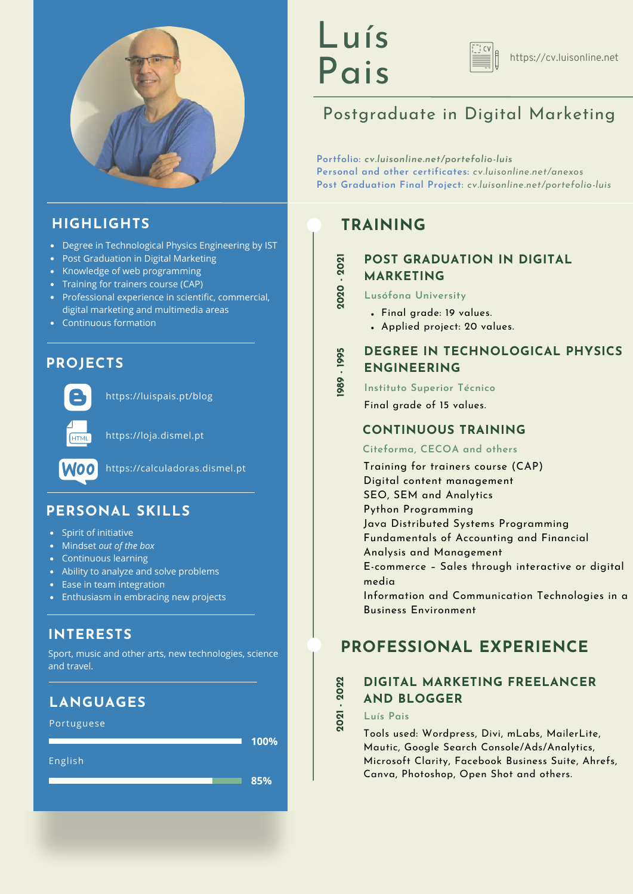# Luís Pais

https://cv.luisonline.net

## Postgraduate in Digital Marketing

Portfolio: *cv.luisonline.net/portefolio-luis*
Personal and other certificates: *cv.luisonline.net/anexos*
Post Graduation Final Project: *cv.luisonline.net/portefolio-luis*

## HIGHLIGHTS

- Degree in Technological Physics Engineering by IST
- Post Graduation in Digital Marketing
- Knowledge of web programming
- Training for trainers course (CAP)
- Professional experience in scientific, commercial, digital marketing and multimedia areas
- Continuous formation

## PROJECTS

https://luispais.pt/blog

https://loja.dismel.pt

https://calculadoras.dismel.pt

## PERSONAL SKILLS

- Spirit of initiative
- Mindset *out of the box*
- Continuous learning
- Ability to analyze and solve problems
- Ease in team integration
- Enthusiasm in embracing new projects

## INTERESTS

Sport, music and other arts, new technologies, science and travel.

## LANGUAGES

Portuguese 100%

English 85%

## TRAINING

### POST GRADUATION IN DIGITAL MARKETING
2020 - 2021

Lusófona University

- Final grade: 19 values.
- Applied project: 20 values.

### DEGREE IN TECHNOLOGICAL PHYSICS ENGINEERING
1989 - 1995

Instituto Superior Técnico

Final grade of 15 values.

### CONTINUOUS TRAINING

Citeforma, CECOA and others

Training for trainers course (CAP)
Digital content management
SEO, SEM and Analytics
Python Programming
Java Distributed Systems Programming
Fundamentals of Accounting and Financial Analysis and Management
E-commerce – Sales through interactive or digital media
Information and Communication Technologies in a Business Environment

## PROFESSIONAL EXPERIENCE

### DIGITAL MARKETING FREELANCER AND BLOGGER
2021 - 2022

Luís Pais

Tools used: Wordpress, Divi, mLabs, MailerLite, Mautic, Google Search Console/Ads/Analytics, Microsoft Clarity, Facebook Business Suite, Ahrefs, Canva, Photoshop, Open Shot and others.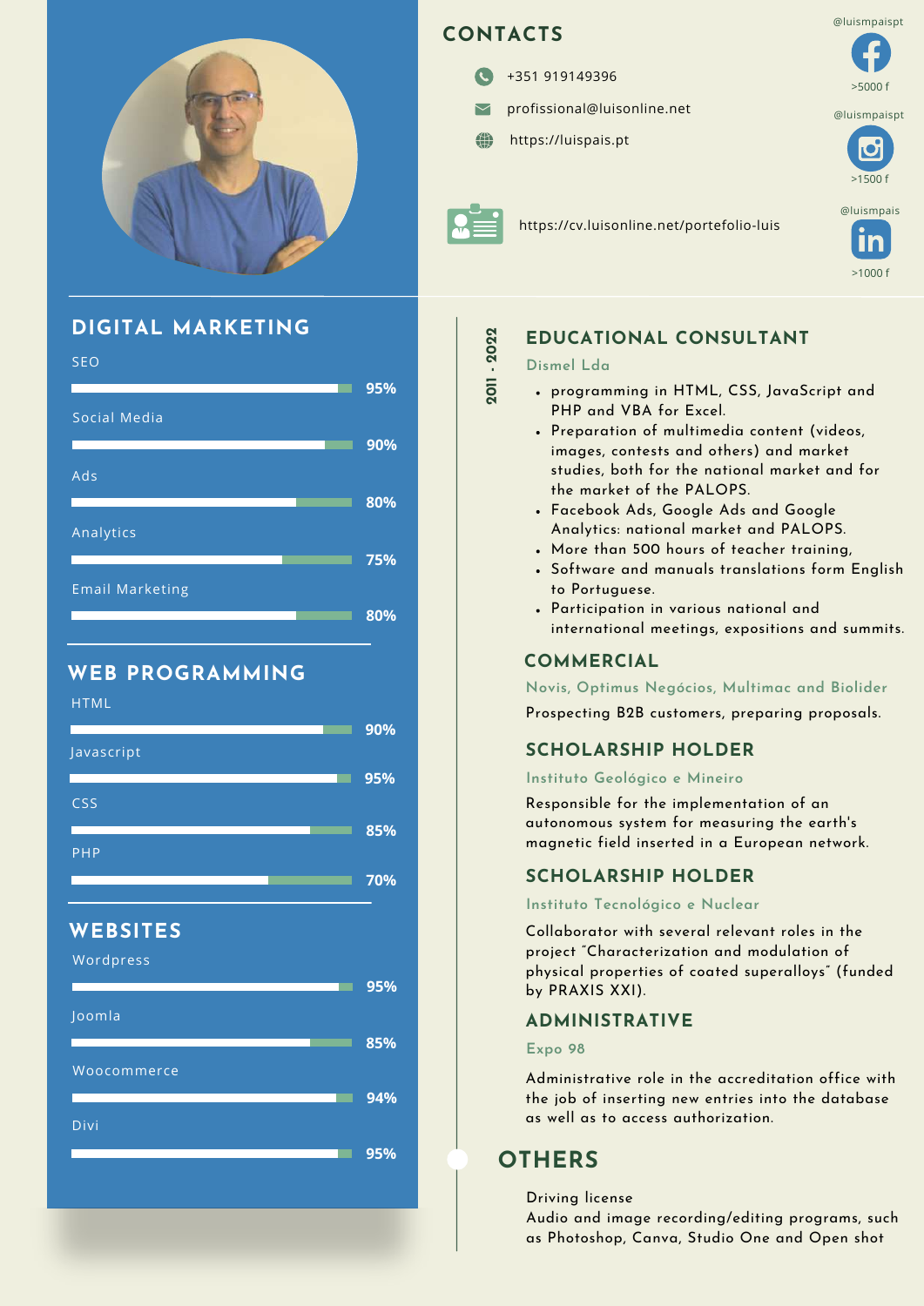## CONTACTS

+351 919149396

profissional@luisonline.net

https://luispais.pt

https://cv.luisonline.net/portefolio-luis

@luismpaispt
>5000 f

@luismpaispt
>1500 f

@luismpais
>1000 f

## DIGITAL MARKETING

SEO
95%

Social Media
90%

Ads
80%

Analytics
75%

Email Marketing
80%

## WEB PROGRAMMING

HTML
90%

Javascript
95%

CSS
85%

PHP
70%

## WEBSITES

Wordpress
95%

Joomla
85%

Woocommerce
94%

Divi
95%

2011 - 2022

### EDUCATIONAL CONSULTANT

Dismel Lda

- programming in HTML, CSS, JavaScript and PHP and VBA for Excel.
- Preparation of multimedia content (videos, images, contests and others) and market studies, both for the national market and for the market of the PALOPS.
- Facebook Ads, Google Ads and Google Analytics: national market and PALOPS.
- More than 500 hours of teacher training,
- Software and manuals translations form English to Portuguese.
- Participation in various national and international meetings, expositions and summits.

### COMMERCIAL

Novis, Optimus Negócios, Multimac and Biolider

Prospecting B2B customers, preparing proposals.

### SCHOLARSHIP HOLDER

Instituto Geológico e Mineiro

Responsible for the implementation of an autonomous system for measuring the earth's magnetic field inserted in a European network.

### SCHOLARSHIP HOLDER

Instituto Tecnológico e Nuclear

Collaborator with several relevant roles in the project "Characterization and modulation of physical properties of coated superalloys" (funded by PRAXIS XXI).

### ADMINISTRATIVE

Expo 98

Administrative role in the accreditation office with the job of inserting new entries into the database as well as to access authorization.

## OTHERS

Driving license
Audio and image recording/editing programs, such as Photoshop, Canva, Studio One and Open shot